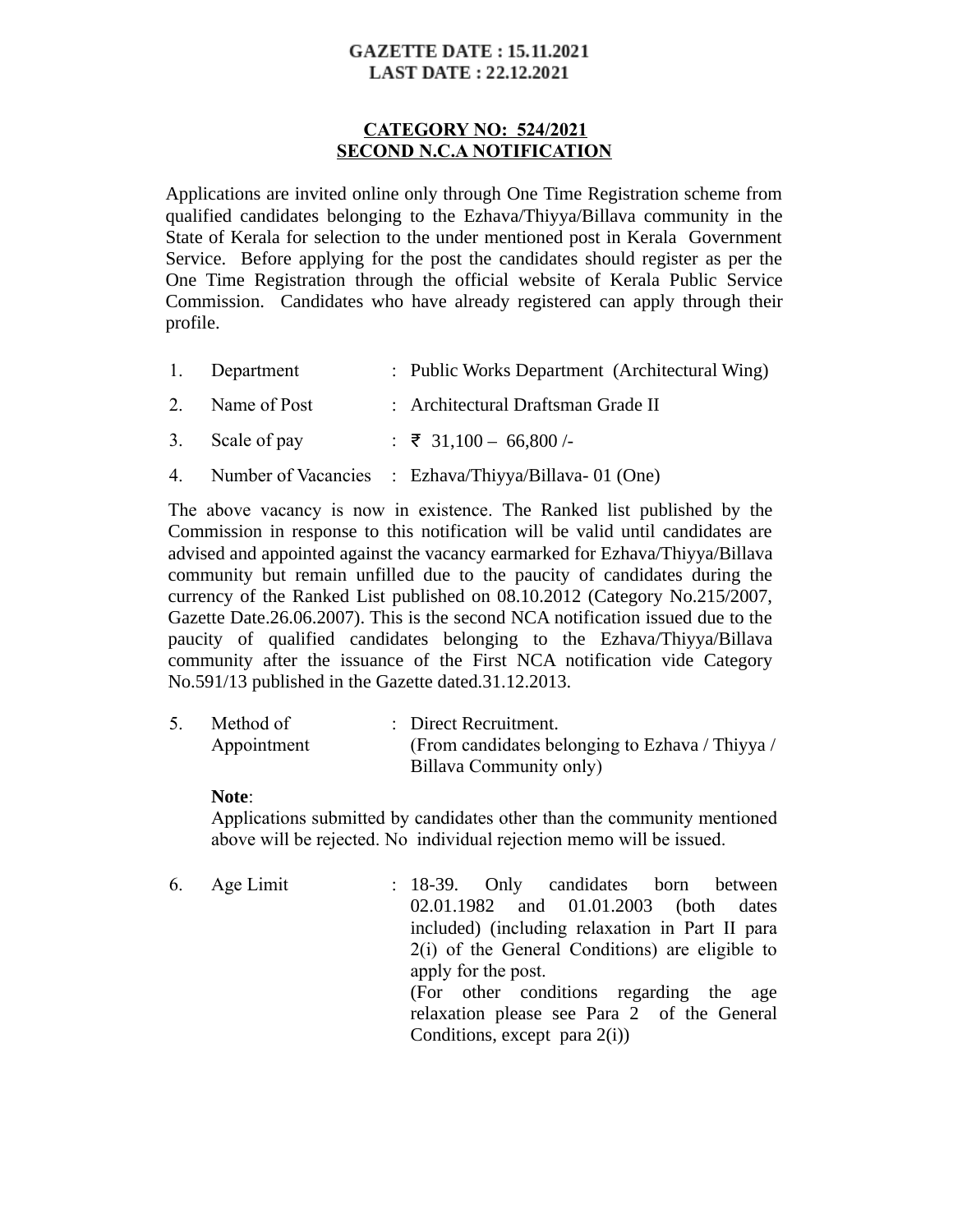**GAZETTE DATE : 15.11.2021**
**LAST DATE : 22.12.2021**

**CATEGORY NO: 524/2021**
**SECOND N.C.A NOTIFICATION**

Applications are invited online only through One Time Registration scheme from qualified candidates belonging to the Ezhava/Thiyya/Billava community in the State of Kerala for selection to the under mentioned post in Kerala Government Service. Before applying for the post the candidates should register as per the One Time Registration through the official website of Kerala Public Service Commission. Candidates who have already registered can apply through their profile.

1. Department : Public Works Department (Architectural Wing)
2. Name of Post : Architectural Draftsman Grade II
3. Scale of pay : ₹ 31,100 – 66,800 /-
4. Number of Vacancies : Ezhava/Thiyya/Billava- 01 (One)

The above vacancy is now in existence. The Ranked list published by the Commission in response to this notification will be valid until candidates are advised and appointed against the vacancy earmarked for Ezhava/Thiyya/Billava community but remain unfilled due to the paucity of candidates during the currency of the Ranked List published on 08.10.2012 (Category No.215/2007, Gazette Date.26.06.2007). This is the second NCA notification issued due to the paucity of qualified candidates belonging to the Ezhava/Thiyya/Billava community after the issuance of the First NCA notification vide Category No.591/13 published in the Gazette dated.31.12.2013.

5. Method of Appointment : Direct Recruitment. (From candidates belonging to Ezhava / Thiyya / Billava Community only)

**Note**:
Applications submitted by candidates other than the community mentioned above will be rejected. No individual rejection memo will be issued.

6. Age Limit : 18-39. Only candidates born between 02.01.1982 and 01.01.2003 (both dates included) (including relaxation in Part II para 2(i) of the General Conditions) are eligible to apply for the post.
(For other conditions regarding the age relaxation please see Para 2 of the General Conditions, except para 2(i))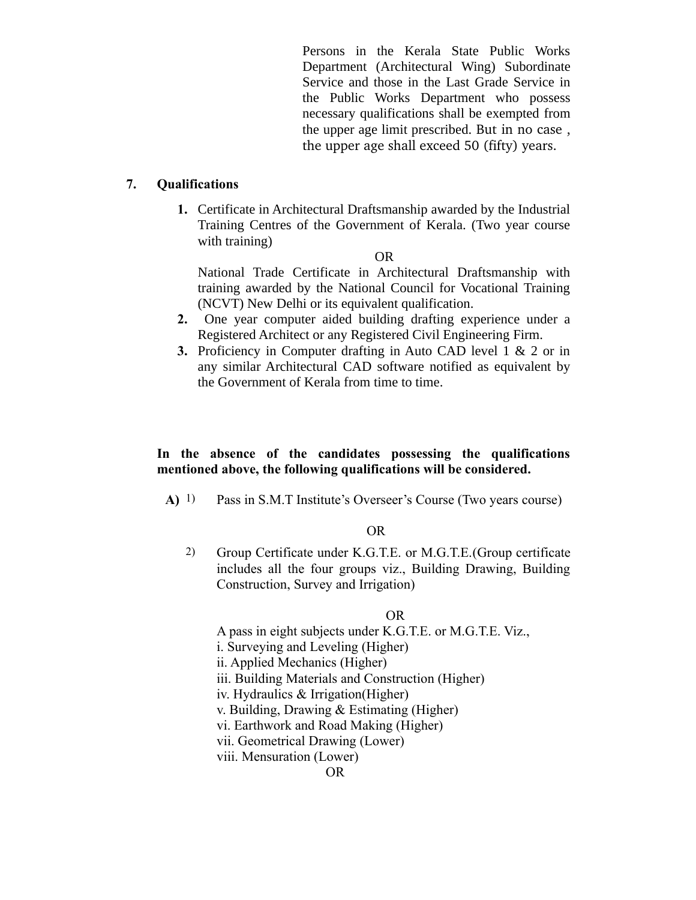Persons in the Kerala State Public Works Department (Architectural Wing) Subordinate Service and those in the Last Grade Service in the Public Works Department who possess necessary qualifications shall be exempted from the upper age limit prescribed. But in no case , the upper age shall exceed 50 (fifty) years.

**7. Qualifications**

1. Certificate in Architectural Draftsmanship awarded by the Industrial Training Centres of the Government of Kerala. (Two year course with training)

   OR

   National Trade Certificate in Architectural Draftsmanship with training awarded by the National Council for Vocational Training (NCVT) New Delhi or its equivalent qualification.
2. One year computer aided building drafting experience under a Registered Architect or any Registered Civil Engineering Firm.
3. Proficiency in Computer drafting in Auto CAD level 1 & 2 or in any similar Architectural CAD software notified as equivalent by the Government of Kerala from time to time.

**In the absence of the candidates possessing the qualifications mentioned above, the following qualifications will be considered.**

**A)** 1) Pass in S.M.T Institute's Overseer's Course (Two years course)

OR

2) Group Certificate under K.G.T.E. or M.G.T.E.(Group certificate includes all the four groups viz., Building Drawing, Building Construction, Survey and Irrigation)

OR

A pass in eight subjects under K.G.T.E. or M.G.T.E. Viz.,
i. Surveying and Leveling (Higher)
ii. Applied Mechanics (Higher)
iii. Building Materials and Construction (Higher)
iv. Hydraulics & Irrigation(Higher)
v. Building, Drawing & Estimating (Higher)
vi. Earthwork and Road Making (Higher)
vii. Geometrical Drawing (Lower)
viii. Mensuration (Lower)

OR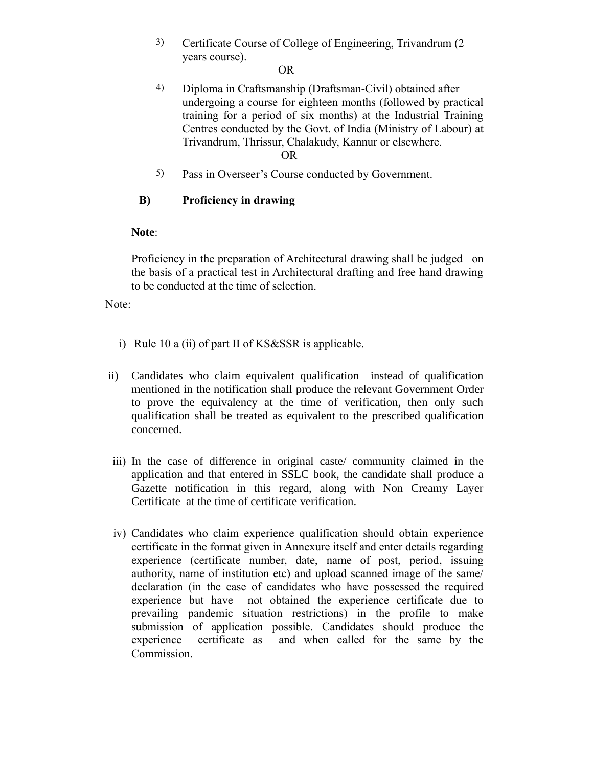3) Certificate Course of College of Engineering, Trivandrum (2 years course).

OR

4) Diploma in Craftsmanship (Draftsman-Civil) obtained after undergoing a course for eighteen months (followed by practical training for a period of six months) at the Industrial Training Centres conducted by the Govt. of India (Ministry of Labour) at Trivandrum, Thrissur, Chalakudy, Kannur or elsewhere.

OR

5) Pass in Overseer's Course conducted by Government.

**B) Proficiency in drawing**

**Note**:

Proficiency in the preparation of Architectural drawing shall be judged on the basis of a practical test in Architectural drafting and free hand drawing to be conducted at the time of selection.

Note:

i) Rule 10 a (ii) of part II of KS&SSR is applicable.

ii) Candidates who claim equivalent qualification instead of qualification mentioned in the notification shall produce the relevant Government Order to prove the equivalency at the time of verification, then only such qualification shall be treated as equivalent to the prescribed qualification concerned.

iii) In the case of difference in original caste/ community claimed in the application and that entered in SSLC book, the candidate shall produce a Gazette notification in this regard, along with Non Creamy Layer Certificate at the time of certificate verification.

iv) Candidates who claim experience qualification should obtain experience certificate in the format given in Annexure itself and enter details regarding experience (certificate number, date, name of post, period, issuing authority, name of institution etc) and upload scanned image of the same/ declaration (in the case of candidates who have possessed the required experience but have not obtained the experience certificate due to prevailing pandemic situation restrictions) in the profile to make submission of application possible. Candidates should produce the experience certificate as and when called for the same by the Commission.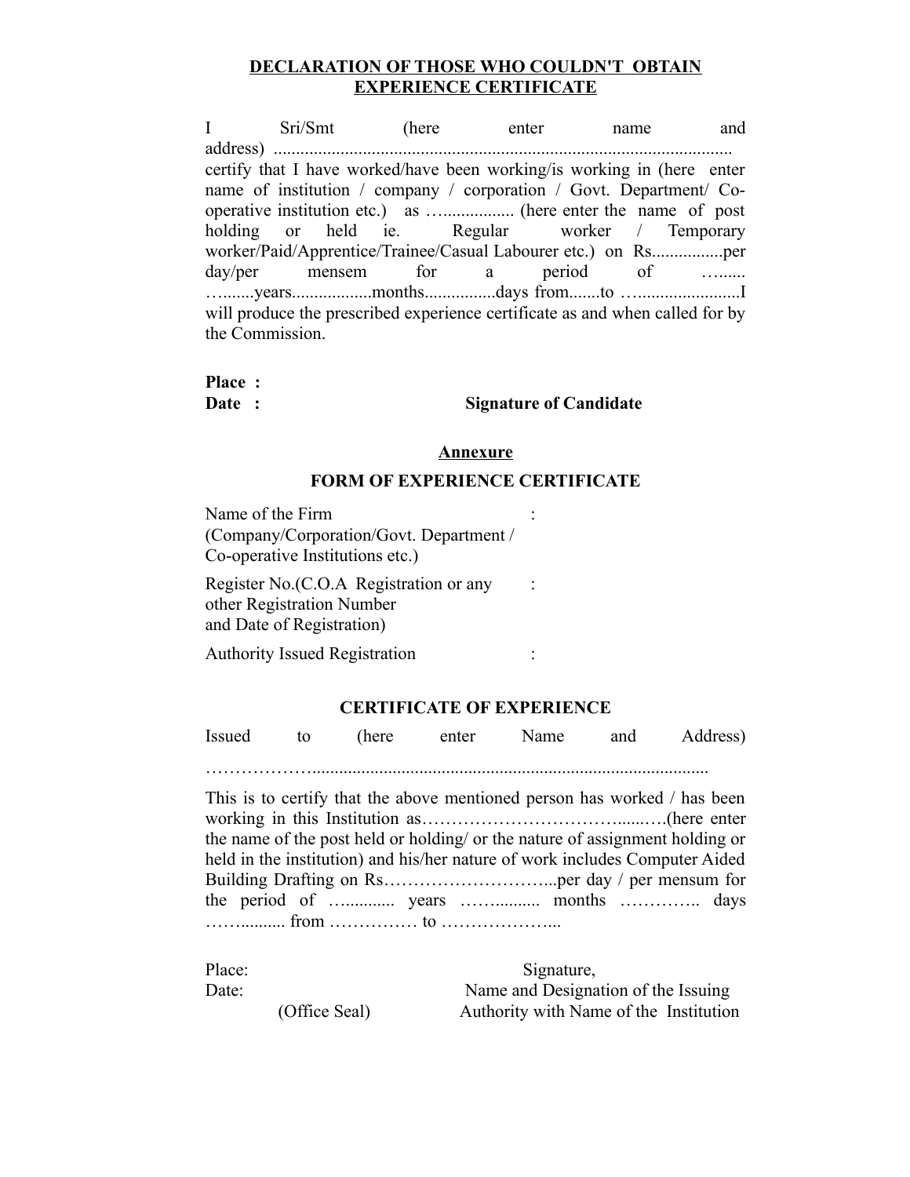## DECLARATION OF THOSE WHO COULDN'T OBTAIN EXPERIENCE CERTIFICATE

I Sri/Smt (here enter name and address) ....................................................................................................... certify that I have worked/have been working/is working in (here enter name of institution / company / corporation / Govt. Department/ Co-operative institution etc.) as ….................. (here enter the name of post holding or held ie. Regular worker / Temporary worker/Paid/Apprentice/Trainee/Casual Labourer etc.) on Rs................per day/per mensem for a period of …...... …......years.................months................days from.......to ….......................I will produce the prescribed experience certificate as and when called for by the Commission.

**Place :**

**Date :** **Signature of Candidate**

### Annexure

### FORM OF EXPERIENCE CERTIFICATE

| | |
|---|---|
| Name of the Firm (Company/Corporation/Govt. Department / Co-operative Institutions etc.) | : |
| Register No.(C.O.A Registration or any other Registration Number and Date of Registration) | : |
| Authority Issued Registration | : |

### CERTIFICATE OF EXPERIENCE

Issued to (here enter Name and Address)

………………….........................................................................................

This is to certify that the above mentioned person has worked / has been working in this Institution as……………………………......….(here enter the name of the post held or holding/ or the nature of assignment holding or held in the institution) and his/her nature of work includes Computer Aided Building Drafting on Rs………………………...per day / per mensum for the period of …........... years ……......... months ………….. days ……......... from …………… to ………………...

Place: Signature,

Date: Name and Designation of the Issuing

(Office Seal) Authority with Name of the Institution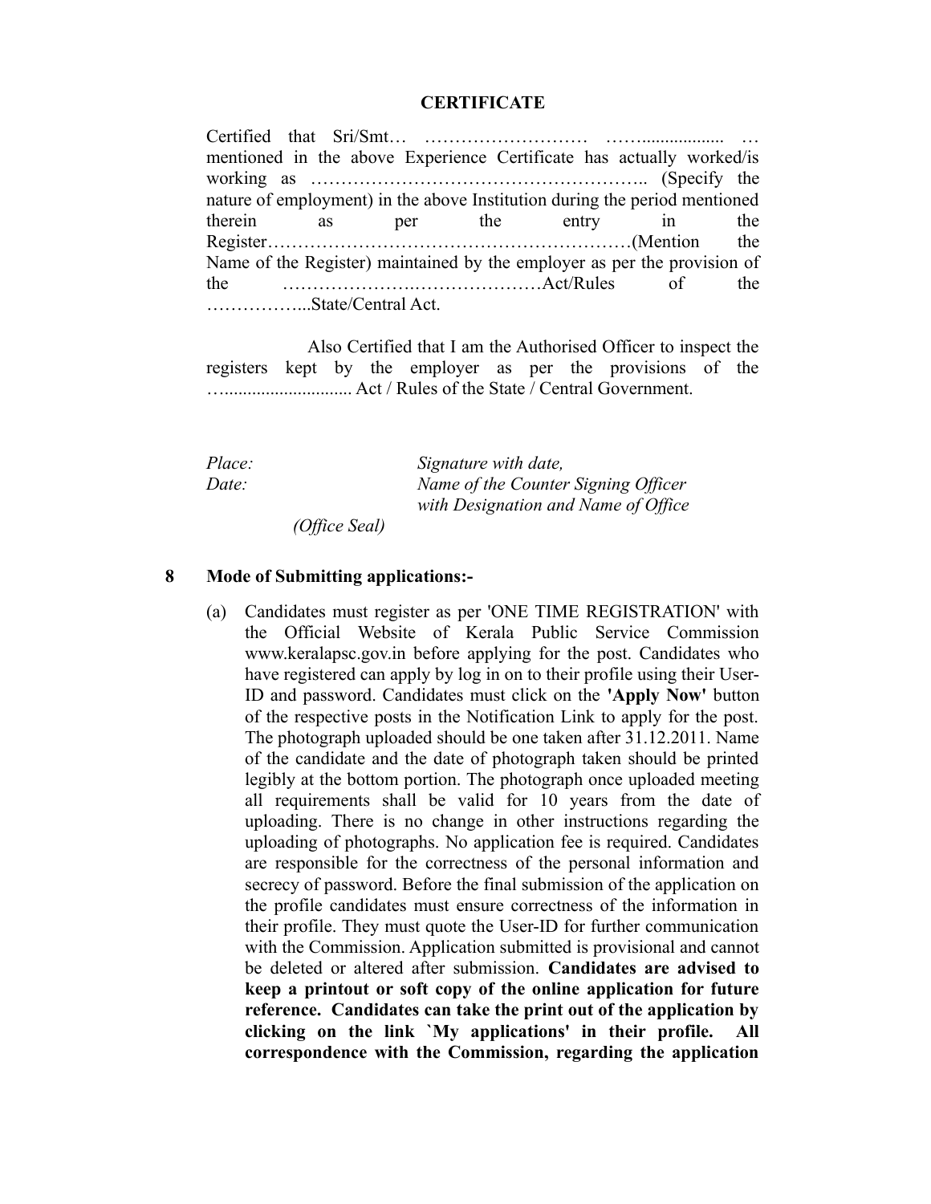**CERTIFICATE**

Certified that Sri/Smt… ……………………… ……................. … mentioned in the above Experience Certificate has actually worked/is working as …………………………………………….. (Specify the nature of employment) in the above Institution during the period mentioned therein as per the entry in the Register…………………………………………………(Mention the Name of the Register) maintained by the employer as per the provision of the …………………….…………………Act/Rules of the ……………...State/Central Act.

Also Certified that I am the Authorised Officer to inspect the registers kept by the employer as per the provisions of the …........................... Act / Rules of the State / Central Government.

*Place:* *Signature with date,*
*Date:* *Name of the Counter Signing Officer with Designation and Name of Office*

*(Office Seal)*

**8 Mode of Submitting applications:-**

(a) Candidates must register as per 'ONE TIME REGISTRATION' with the Official Website of Kerala Public Service Commission www.keralapsc.gov.in before applying for the post. Candidates who have registered can apply by log in on to their profile using their User-ID and password. Candidates must click on the **'Apply Now'** button of the respective posts in the Notification Link to apply for the post. The photograph uploaded should be one taken after 31.12.2011. Name of the candidate and the date of photograph taken should be printed legibly at the bottom portion. The photograph once uploaded meeting all requirements shall be valid for 10 years from the date of uploading. There is no change in other instructions regarding the uploading of photographs. No application fee is required. Candidates are responsible for the correctness of the personal information and secrecy of password. Before the final submission of the application on the profile candidates must ensure correctness of the information in their profile. They must quote the User-ID for further communication with the Commission. Application submitted is provisional and cannot be deleted or altered after submission. **Candidates are advised to keep a printout or soft copy of the online application for future reference. Candidates can take the print out of the application by clicking on the link `My applications' in their profile. All correspondence with the Commission, regarding the application**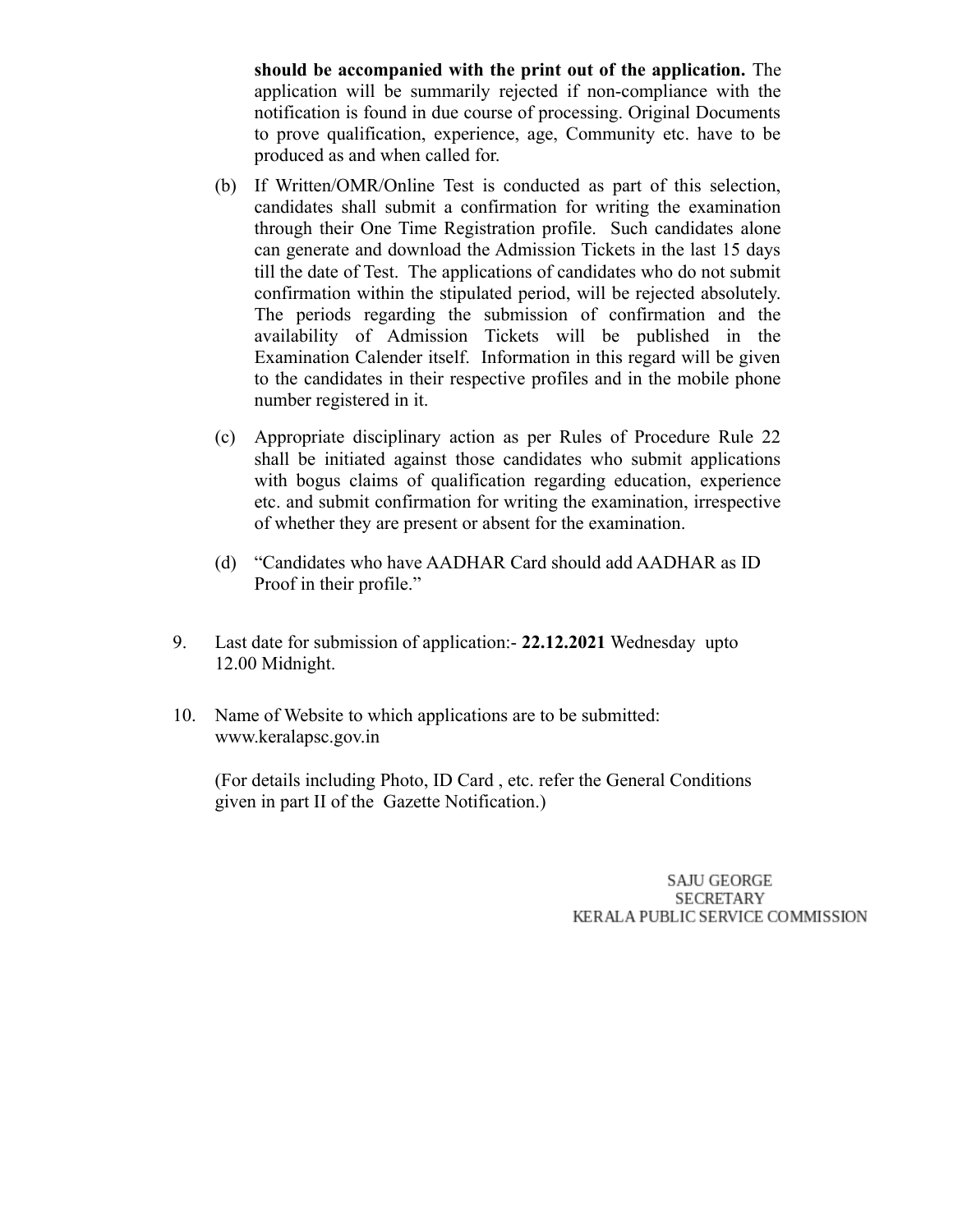**should be accompanied with the print out of the application.** The application will be summarily rejected if non-compliance with the notification is found in due course of processing. Original Documents to prove qualification, experience, age, Community etc. have to be produced as and when called for.

(b) If Written/OMR/Online Test is conducted as part of this selection, candidates shall submit a confirmation for writing the examination through their One Time Registration profile. Such candidates alone can generate and download the Admission Tickets in the last 15 days till the date of Test. The applications of candidates who do not submit confirmation within the stipulated period, will be rejected absolutely. The periods regarding the submission of confirmation and the availability of Admission Tickets will be published in the Examination Calender itself. Information in this regard will be given to the candidates in their respective profiles and in the mobile phone number registered in it.

(c) Appropriate disciplinary action as per Rules of Procedure Rule 22 shall be initiated against those candidates who submit applications with bogus claims of qualification regarding education, experience etc. and submit confirmation for writing the examination, irrespective of whether they are present or absent for the examination.

(d) "Candidates who have AADHAR Card should add AADHAR as ID Proof in their profile."

9. Last date for submission of application:- **22.12.2021** Wednesday upto 12.00 Midnight.

10. Name of Website to which applications are to be submitted: www.keralapsc.gov.in

 (For details including Photo, ID Card , etc. refer the General Conditions given in part II of the Gazette Notification.)

SAJU GEORGE
SECRETARY
KERALA PUBLIC SERVICE COMMISSION